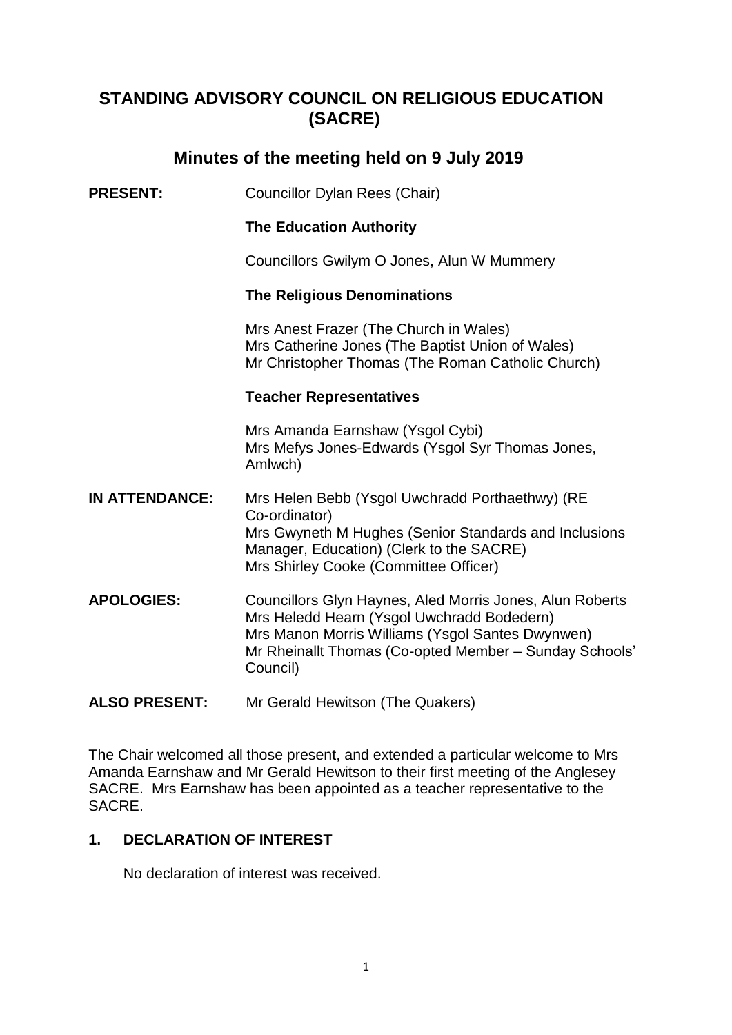# STANDING ADVISORY COUNCIL ON RELIGIOUS EDUCATION (SACRE)

## Minutes of the meeting held on 9 July 2019

| | |
|---|---|
| **PRESENT:** | Councillor Dylan Rees (Chair) |
| | **The Education Authority** |
| | Councillors Gwilym O Jones, Alun W Mummery |
| | **The Religious Denominations** |
| | Mrs Anest Frazer (The Church in Wales)<br>Mrs Catherine Jones (The Baptist Union of Wales)<br>Mr Christopher Thomas (The Roman Catholic Church) |
| | **Teacher Representatives** |
| | Mrs Amanda Earnshaw (Ysgol Cybi)<br>Mrs Mefys Jones-Edwards (Ysgol Syr Thomas Jones, Amlwch) |
| **IN ATTENDANCE:** | Mrs Helen Bebb (Ysgol Uwchradd Porthaethwy) (RE Co-ordinator)<br>Mrs Gwyneth M Hughes (Senior Standards and Inclusions Manager, Education) (Clerk to the SACRE)<br>Mrs Shirley Cooke (Committee Officer) |
| **APOLOGIES:** | Councillors Glyn Haynes, Aled Morris Jones, Alun Roberts<br>Mrs Heledd Hearn (Ysgol Uwchradd Bodedern)<br>Mrs Manon Morris Williams (Ysgol Santes Dwynwen)<br>Mr Rheinallt Thomas (Co-opted Member – Sunday Schools' Council) |
| **ALSO PRESENT:** | Mr Gerald Hewitson (The Quakers) |

---

The Chair welcomed all those present, and extended a particular welcome to Mrs Amanda Earnshaw and Mr Gerald Hewitson to their first meeting of the Anglesey SACRE. Mrs Earnshaw has been appointed as a teacher representative to the SACRE.

### 1. DECLARATION OF INTEREST

No declaration of interest was received.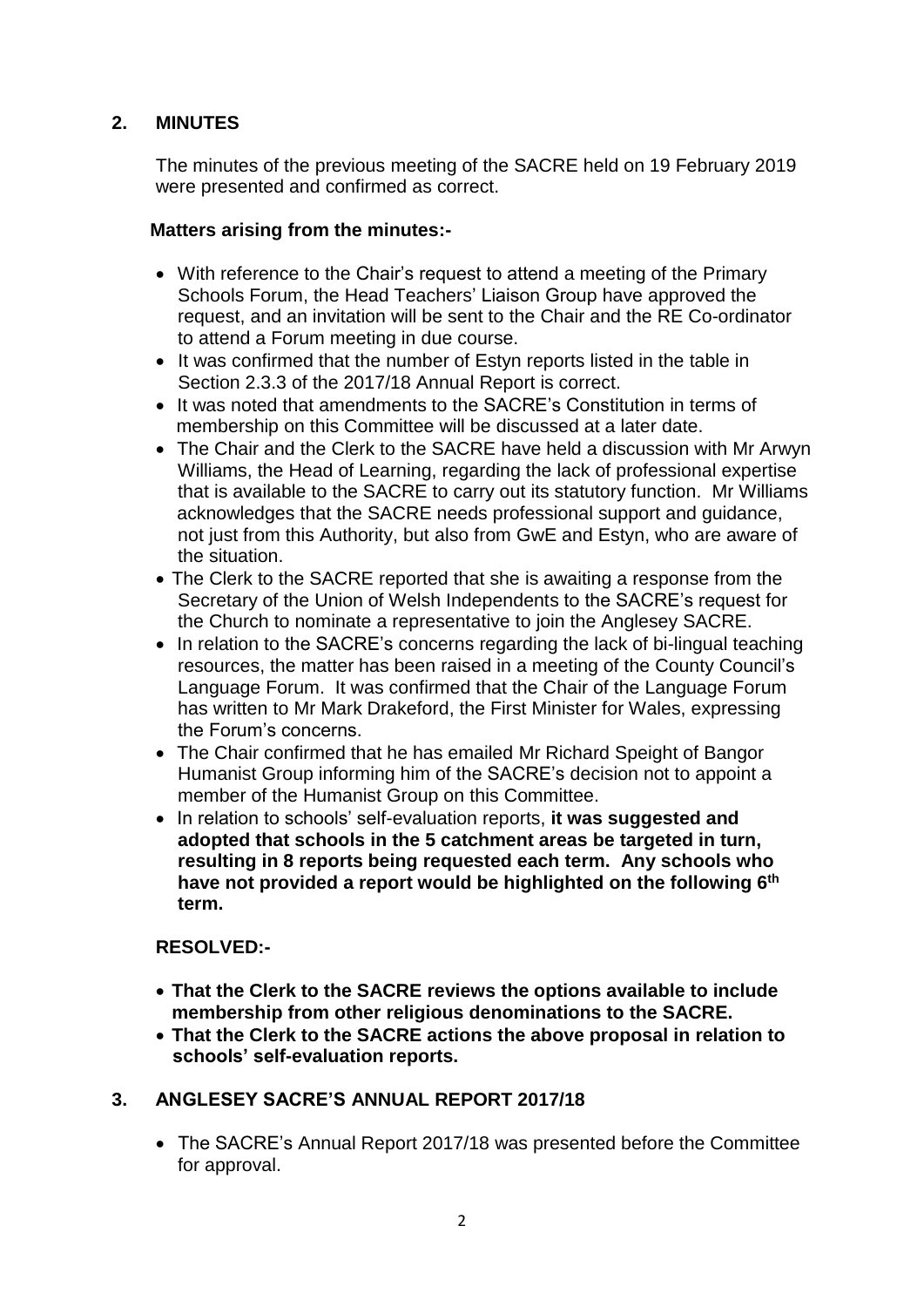## 2. MINUTES

The minutes of the previous meeting of the SACRE held on 19 February 2019 were presented and confirmed as correct.

**Matters arising from the minutes:-**

- With reference to the Chair's request to attend a meeting of the Primary Schools Forum, the Head Teachers' Liaison Group have approved the request, and an invitation will be sent to the Chair and the RE Co-ordinator to attend a Forum meeting in due course.
- It was confirmed that the number of Estyn reports listed in the table in Section 2.3.3 of the 2017/18 Annual Report is correct.
- It was noted that amendments to the SACRE's Constitution in terms of membership on this Committee will be discussed at a later date.
- The Chair and the Clerk to the SACRE have held a discussion with Mr Arwyn Williams, the Head of Learning, regarding the lack of professional expertise that is available to the SACRE to carry out its statutory function. Mr Williams acknowledges that the SACRE needs professional support and guidance, not just from this Authority, but also from GwE and Estyn, who are aware of the situation.
- The Clerk to the SACRE reported that she is awaiting a response from the Secretary of the Union of Welsh Independents to the SACRE's request for the Church to nominate a representative to join the Anglesey SACRE.
- In relation to the SACRE's concerns regarding the lack of bi-lingual teaching resources, the matter has been raised in a meeting of the County Council's Language Forum. It was confirmed that the Chair of the Language Forum has written to Mr Mark Drakeford, the First Minister for Wales, expressing the Forum's concerns.
- The Chair confirmed that he has emailed Mr Richard Speight of Bangor Humanist Group informing him of the SACRE's decision not to appoint a member of the Humanist Group on this Committee.
- In relation to schools' self-evaluation reports, **it was suggested and adopted that schools in the 5 catchment areas be targeted in turn, resulting in 8 reports being requested each term. Any schools who have not provided a report would be highlighted on the following 6th term.**

**RESOLVED:-**

- **That the Clerk to the SACRE reviews the options available to include membership from other religious denominations to the SACRE.**
- **That the Clerk to the SACRE actions the above proposal in relation to schools' self-evaluation reports.**

## 3. ANGLESEY SACRE'S ANNUAL REPORT 2017/18

- The SACRE's Annual Report 2017/18 was presented before the Committee for approval.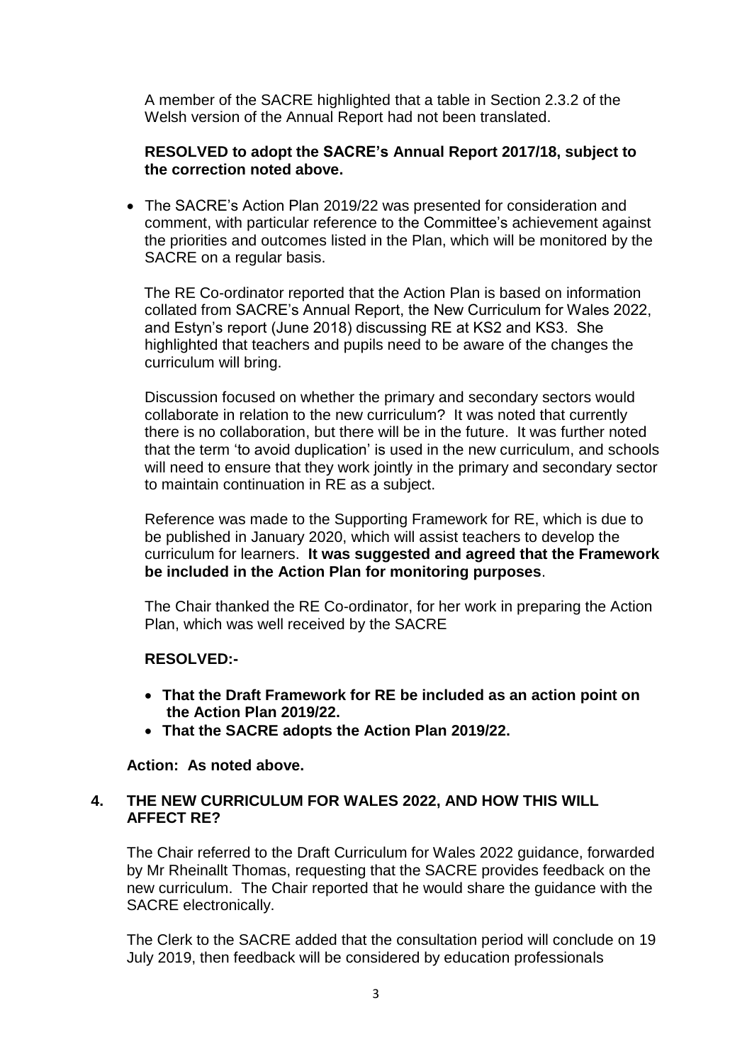A member of the SACRE highlighted that a table in Section 2.3.2 of the Welsh version of the Annual Report had not been translated.

**RESOLVED to adopt the SACRE's Annual Report 2017/18, subject to the correction noted above.**

- The SACRE's Action Plan 2019/22 was presented for consideration and comment, with particular reference to the Committee's achievement against the priorities and outcomes listed in the Plan, which will be monitored by the SACRE on a regular basis.

  The RE Co-ordinator reported that the Action Plan is based on information collated from SACRE's Annual Report, the New Curriculum for Wales 2022, and Estyn's report (June 2018) discussing RE at KS2 and KS3. She highlighted that teachers and pupils need to be aware of the changes the curriculum will bring.

  Discussion focused on whether the primary and secondary sectors would collaborate in relation to the new curriculum? It was noted that currently there is no collaboration, but there will be in the future. It was further noted that the term 'to avoid duplication' is used in the new curriculum, and schools will need to ensure that they work jointly in the primary and secondary sector to maintain continuation in RE as a subject.

  Reference was made to the Supporting Framework for RE, which is due to be published in January 2020, which will assist teachers to develop the curriculum for learners. **It was suggested and agreed that the Framework be included in the Action Plan for monitoring purposes**.

  The Chair thanked the RE Co-ordinator, for her work in preparing the Action Plan, which was well received by the SACRE

  **RESOLVED:-**

  - **That the Draft Framework for RE be included as an action point on the Action Plan 2019/22.**
  - **That the SACRE adopts the Action Plan 2019/22.**

  **Action: As noted above.**

## 4. THE NEW CURRICULUM FOR WALES 2022, AND HOW THIS WILL AFFECT RE?

The Chair referred to the Draft Curriculum for Wales 2022 guidance, forwarded by Mr Rheinallt Thomas, requesting that the SACRE provides feedback on the new curriculum. The Chair reported that he would share the guidance with the SACRE electronically.

The Clerk to the SACRE added that the consultation period will conclude on 19 July 2019, then feedback will be considered by education professionals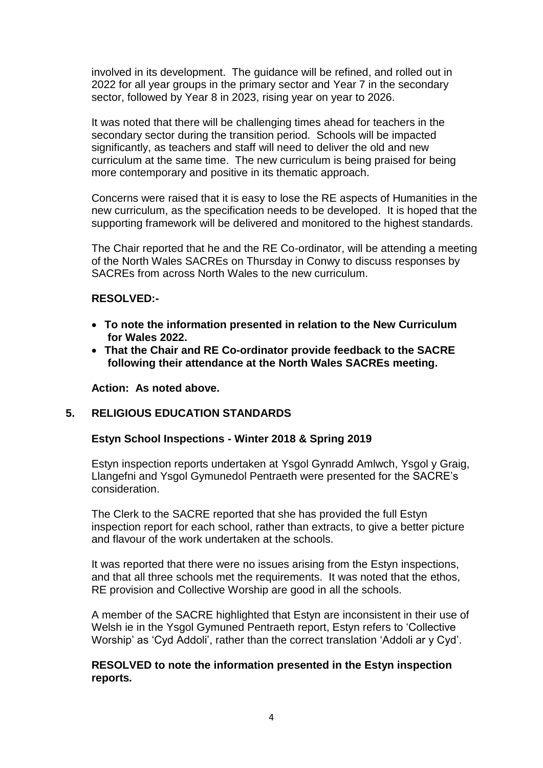involved in its development. The guidance will be refined, and rolled out in 2022 for all year groups in the primary sector and Year 7 in the secondary sector, followed by Year 8 in 2023, rising year on year to 2026.

It was noted that there will be challenging times ahead for teachers in the secondary sector during the transition period. Schools will be impacted significantly, as teachers and staff will need to deliver the old and new curriculum at the same time. The new curriculum is being praised for being more contemporary and positive in its thematic approach.

Concerns were raised that it is easy to lose the RE aspects of Humanities in the new curriculum, as the specification needs to be developed. It is hoped that the supporting framework will be delivered and monitored to the highest standards.

The Chair reported that he and the RE Co-ordinator, will be attending a meeting of the North Wales SACREs on Thursday in Conwy to discuss responses by SACREs from across North Wales to the new curriculum.

**RESOLVED:-**

- **To note the information presented in relation to the New Curriculum for Wales 2022.**
- **That the Chair and RE Co-ordinator provide feedback to the SACRE following their attendance at the North Wales SACREs meeting.**

**Action: As noted above.**

## 5. RELIGIOUS EDUCATION STANDARDS

### Estyn School Inspections - Winter 2018 & Spring 2019

Estyn inspection reports undertaken at Ysgol Gynradd Amlwch, Ysgol y Graig, Llangefni and Ysgol Gymunedol Pentraeth were presented for the SACRE's consideration.

The Clerk to the SACRE reported that she has provided the full Estyn inspection report for each school, rather than extracts, to give a better picture and flavour of the work undertaken at the schools.

It was reported that there were no issues arising from the Estyn inspections, and that all three schools met the requirements. It was noted that the ethos, RE provision and Collective Worship are good in all the schools.

A member of the SACRE highlighted that Estyn are inconsistent in their use of Welsh ie in the Ysgol Gymuned Pentraeth report, Estyn refers to 'Collective Worship' as 'Cyd Addoli', rather than the correct translation 'Addoli ar y Cyd'.

**RESOLVED to note the information presented in the Estyn inspection reports.**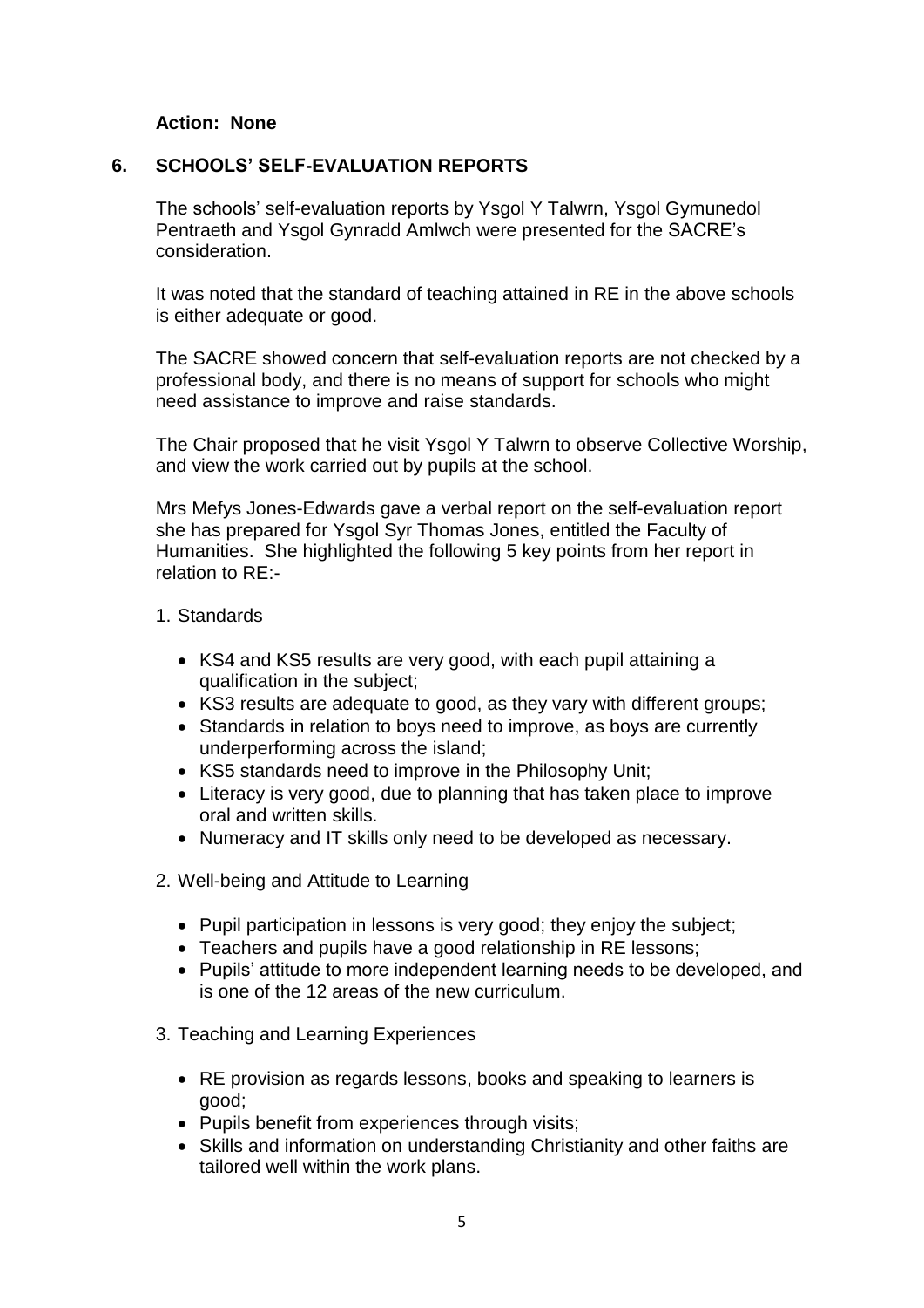**Action: None**

## 6. SCHOOLS' SELF-EVALUATION REPORTS

The schools' self-evaluation reports by Ysgol Y Talwrn, Ysgol Gymunedol Pentraeth and Ysgol Gynradd Amlwch were presented for the SACRE's consideration.

It was noted that the standard of teaching attained in RE in the above schools is either adequate or good.

The SACRE showed concern that self-evaluation reports are not checked by a professional body, and there is no means of support for schools who might need assistance to improve and raise standards.

The Chair proposed that he visit Ysgol Y Talwrn to observe Collective Worship, and view the work carried out by pupils at the school.

Mrs Mefys Jones-Edwards gave a verbal report on the self-evaluation report she has prepared for Ysgol Syr Thomas Jones, entitled the Faculty of Humanities. She highlighted the following 5 key points from her report in relation to RE:-

1. Standards

   - KS4 and KS5 results are very good, with each pupil attaining a qualification in the subject;
   - KS3 results are adequate to good, as they vary with different groups;
   - Standards in relation to boys need to improve, as boys are currently underperforming across the island;
   - KS5 standards need to improve in the Philosophy Unit;
   - Literacy is very good, due to planning that has taken place to improve oral and written skills.
   - Numeracy and IT skills only need to be developed as necessary.

2. Well-being and Attitude to Learning

   - Pupil participation in lessons is very good; they enjoy the subject;
   - Teachers and pupils have a good relationship in RE lessons;
   - Pupils' attitude to more independent learning needs to be developed, and is one of the 12 areas of the new curriculum.

3. Teaching and Learning Experiences

   - RE provision as regards lessons, books and speaking to learners is good;
   - Pupils benefit from experiences through visits;
   - Skills and information on understanding Christianity and other faiths are tailored well within the work plans.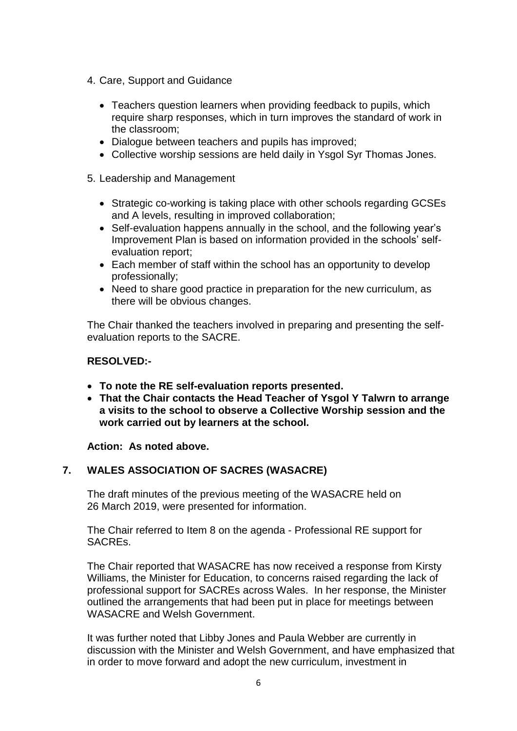4. Care, Support and Guidance

   - Teachers question learners when providing feedback to pupils, which require sharp responses, which in turn improves the standard of work in the classroom;
   - Dialogue between teachers and pupils has improved;
   - Collective worship sessions are held daily in Ysgol Syr Thomas Jones.

5. Leadership and Management

   - Strategic co-working is taking place with other schools regarding GCSEs and A levels, resulting in improved collaboration;
   - Self-evaluation happens annually in the school, and the following year's Improvement Plan is based on information provided in the schools' self-evaluation report;
   - Each member of staff within the school has an opportunity to develop professionally;
   - Need to share good practice in preparation for the new curriculum, as there will be obvious changes.

The Chair thanked the teachers involved in preparing and presenting the self-evaluation reports to the SACRE.

**RESOLVED:-**

- **To note the RE self-evaluation reports presented.**
- **That the Chair contacts the Head Teacher of Ysgol Y Talwrn to arrange a visits to the school to observe a Collective Worship session and the work carried out by learners at the school.**

**Action: As noted above.**

## 7. WALES ASSOCIATION OF SACRES (WASACRE)

The draft minutes of the previous meeting of the WASACRE held on 26 March 2019, were presented for information.

The Chair referred to Item 8 on the agenda - Professional RE support for SACREs.

The Chair reported that WASACRE has now received a response from Kirsty Williams, the Minister for Education, to concerns raised regarding the lack of professional support for SACREs across Wales. In her response, the Minister outlined the arrangements that had been put in place for meetings between WASACRE and Welsh Government.

It was further noted that Libby Jones and Paula Webber are currently in discussion with the Minister and Welsh Government, and have emphasized that in order to move forward and adopt the new curriculum, investment in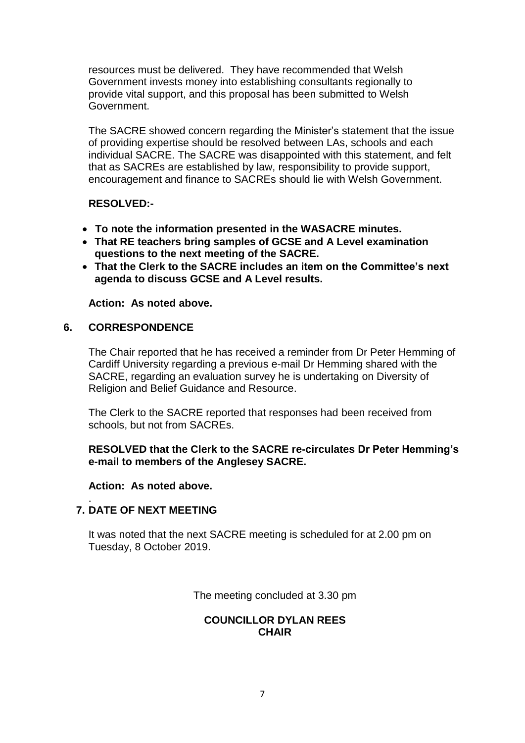resources must be delivered. They have recommended that Welsh Government invests money into establishing consultants regionally to provide vital support, and this proposal has been submitted to Welsh Government.

The SACRE showed concern regarding the Minister's statement that the issue of providing expertise should be resolved between LAs, schools and each individual SACRE. The SACRE was disappointed with this statement, and felt that as SACREs are established by law, responsibility to provide support, encouragement and finance to SACREs should lie with Welsh Government.

**RESOLVED:-**

- **To note the information presented in the WASACRE minutes.**
- **That RE teachers bring samples of GCSE and A Level examination questions to the next meeting of the SACRE.**
- **That the Clerk to the SACRE includes an item on the Committee's next agenda to discuss GCSE and A Level results.**

**Action: As noted above.**

## 6. CORRESPONDENCE

The Chair reported that he has received a reminder from Dr Peter Hemming of Cardiff University regarding a previous e-mail Dr Hemming shared with the SACRE, regarding an evaluation survey he is undertaking on Diversity of Religion and Belief Guidance and Resource.

The Clerk to the SACRE reported that responses had been received from schools, but not from SACREs.

**RESOLVED that the Clerk to the SACRE re-circulates Dr Peter Hemming's e-mail to members of the Anglesey SACRE.**

**Action: As noted above.**

.

## 7. DATE OF NEXT MEETING

It was noted that the next SACRE meeting is scheduled for at 2.00 pm on Tuesday, 8 October 2019.

The meeting concluded at 3.30 pm

**COUNCILLOR DYLAN REES**
**CHAIR**